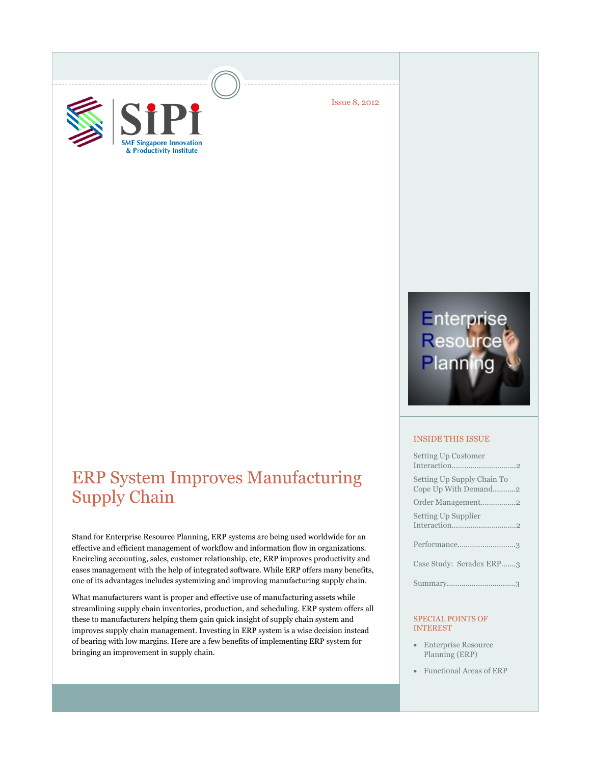Issue 8, 2012

# ERP System Improves Manufacturing Supply Chain

Stand for Enterprise Resource Planning, ERP systems are being used worldwide for an effective and efficient management of workflow and information flow in organizations. Encircling accounting, sales, customer relationship, etc, ERP improves productivity and eases management with the help of integrated software. While ERP offers many benefits, one of its advantages includes systemizing and improving manufacturing supply chain.

What manufacturers want is proper and effective use of manufacturing assets while streamlining supply chain inventories, production, and scheduling. ERP system offers all these to manufacturers helping them gain quick insight of supply chain system and improves supply chain management. Investing in ERP system is a wise decision instead of bearing with low margins. Here are a few benefits of implementing ERP system for bringing an improvement in supply chain.

## INSIDE THIS ISSUE

- Setting Up Customer Interaction ............ 2
- Setting Up Supply Chain To Cope Up With Demand ............ 2
- Order Management ............ 2
- Setting Up Supplier Interaction ............ 2
- Performance ............ 3
- Case Study: Seradex ERP ............ 3
- Summary ............ 3

## SPECIAL POINTS OF INTEREST

- Enterprise Resource Planning (ERP)
- Functional Areas of ERP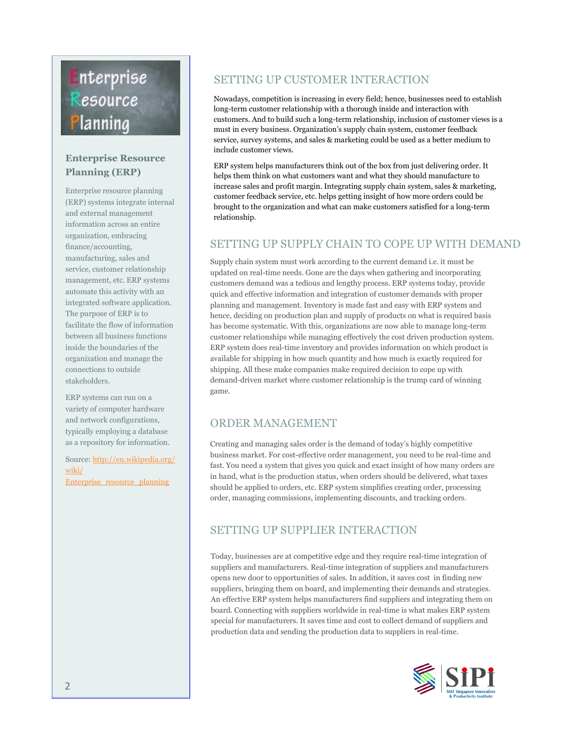Enterprise Resource Planning

## Enterprise Resource Planning (ERP)

Enterprise resource planning (ERP) systems integrate internal and external management information across an entire organization, embracing finance/accounting, manufacturing, sales and service, customer relationship management, etc. ERP systems automate this activity with an integrated software application. The purpose of ERP is to facilitate the flow of information between all business functions inside the boundaries of the organization and manage the connections to outside stakeholders.

ERP systems can run on a variety of computer hardware and network configurations, typically employing a database as a repository for information.

Source: [http://en.wikipedia.org/wiki/Enterprise_resource_planning](http://en.wikipedia.org/wiki/Enterprise_resource_planning)

## SETTING UP CUSTOMER INTERACTION

Nowadays, competition is increasing in every field; hence, businesses need to establish long-term customer relationship with a thorough inside and interaction with customers. And to build such a long-term relationship, inclusion of customer views is a must in every business. Organization's supply chain system, customer feedback service, survey systems, and sales & marketing could be used as a better medium to include customer views.

ERP system helps manufacturers think out of the box from just delivering order. It helps them think on what customers want and what they should manufacture to increase sales and profit margin. Integrating supply chain system, sales & marketing, customer feedback service, etc. helps getting insight of how more orders could be brought to the organization and what can make customers satisfied for a long-term relationship.

## SETTING UP SUPPLY CHAIN TO COPE UP WITH DEMAND

Supply chain system must work according to the current demand i.e. it must be updated on real-time needs. Gone are the days when gathering and incorporating customers demand was a tedious and lengthy process. ERP systems today, provide quick and effective information and integration of customer demands with proper planning and management. Inventory is made fast and easy with ERP system and hence, deciding on production plan and supply of products on what is required basis has become systematic. With this, organizations are now able to manage long-term customer relationships while managing effectively the cost driven production system. ERP system does real-time inventory and provides information on which product is available for shipping in how much quantity and how much is exactly required for shipping. All these make companies make required decision to cope up with demand-driven market where customer relationship is the trump card of winning game.

## ORDER MANAGEMENT

Creating and managing sales order is the demand of today's highly competitive business market. For cost-effective order management, you need to be real-time and fast. You need a system that gives you quick and exact insight of how many orders are in hand, what is the production status, when orders should be delivered, what taxes should be applied to orders, etc. ERP system simplifies creating order, processing order, managing commissions, implementing discounts, and tracking orders.

## SETTING UP SUPPLIER INTERACTION

Today, businesses are at competitive edge and they require real-time integration of suppliers and manufacturers. Real-time integration of suppliers and manufacturers opens new door to opportunities of sales. In addition, it saves cost in finding new suppliers, bringing them on board, and implementing their demands and strategies. An effective ERP system helps manufacturers find suppliers and integrating them on board. Connecting with suppliers worldwide in real-time is what makes ERP system special for manufacturers. It saves time and cost to collect demand of suppliers and production data and sending the production data to suppliers in real-time.

SiPi SMF Singapore Innovation & Productivity Institute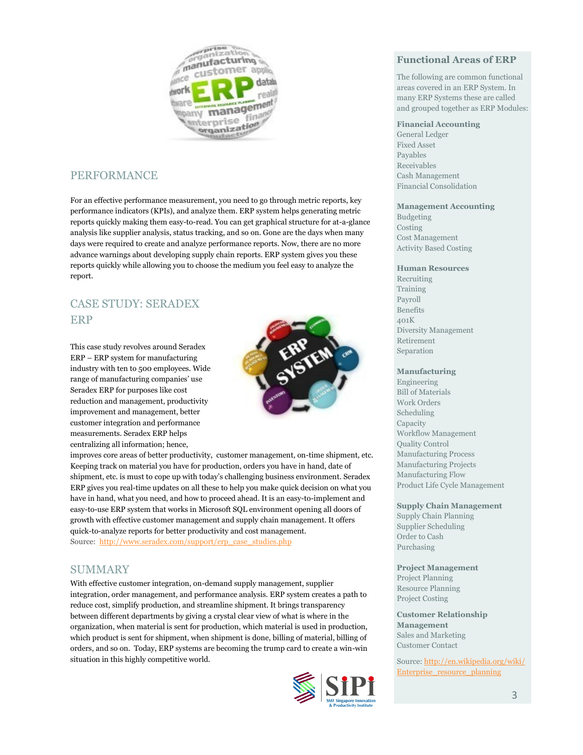## PERFORMANCE

For an effective performance measurement, you need to go through metric reports, key performance indicators (KPIs), and analyze them. ERP system helps generating metric reports quickly making them easy-to-read. You can get graphical structure for at-a-glance analysis like supplier analysis, status tracking, and so on. Gone are the days when many days were required to create and analyze performance reports. Now, there are no more advance warnings about developing supply chain reports. ERP system gives you these reports quickly while allowing you to choose the medium you feel easy to analyze the report.

## CASE STUDY: SERADEX ERP

This case study revolves around Seradex ERP – ERP system for manufacturing industry with ten to 500 employees. Wide range of manufacturing companies' use Seradex ERP for purposes like cost reduction and management, productivity improvement and management, better customer integration and performance measurements. Seradex ERP helps centralizing all information; hence, improves core areas of better productivity, customer management, on-time shipment, etc. Keeping track on material you have for production, orders you have in hand, date of shipment, etc. is must to cope up with today's challenging business environment. Seradex ERP gives you real-time updates on all these to help you make quick decision on what you have in hand, what you need, and how to proceed ahead. It is an easy-to-implement and easy-to-use ERP system that works in Microsoft SQL environment opening all doors of growth with effective customer management and supply chain management. It offers quick-to-analyze reports for better productivity and cost management.

Source: http://www.seradex.com/support/erp_case_studies.php

## SUMMARY

With effective customer integration, on-demand supply management, supplier integration, order management, and performance analysis. ERP system creates a path to reduce cost, simplify production, and streamline shipment. It brings transparency between different departments by giving a crystal clear view of what is where in the organization, when material is sent for production, which material is used in production, which product is sent for shipment, when shipment is done, billing of material, billing of orders, and so on. Today, ERP systems are becoming the trump card to create a win-win situation in this highly competitive world.

## Functional Areas of ERP

The following are common functional areas covered in an ERP System. In many ERP Systems these are called and grouped together as ERP Modules:

**Financial Accounting**
- General Ledger
- Fixed Asset
- Payables
- Receivables
- Cash Management
- Financial Consolidation

**Management Accounting**
- Budgeting
- Costing
- Cost Management
- Activity Based Costing

**Human Resources**
- Recruiting
- Training
- Payroll
- Benefits
- 401K
- Diversity Management
- Retirement
- Separation

**Manufacturing**
- Engineering
- Bill of Materials
- Work Orders
- Scheduling
- Capacity
- Workflow Management
- Quality Control
- Manufacturing Process
- Manufacturing Projects
- Manufacturing Flow
- Product Life Cycle Management

**Supply Chain Management**
- Supply Chain Planning
- Supplier Scheduling
- Order to Cash
- Purchasing

**Project Management**
- Project Planning
- Resource Planning
- Project Costing

**Customer Relationship Management**
- Sales and Marketing
- Customer Contact

Source: http://en.wikipedia.org/wiki/Enterprise_resource_planning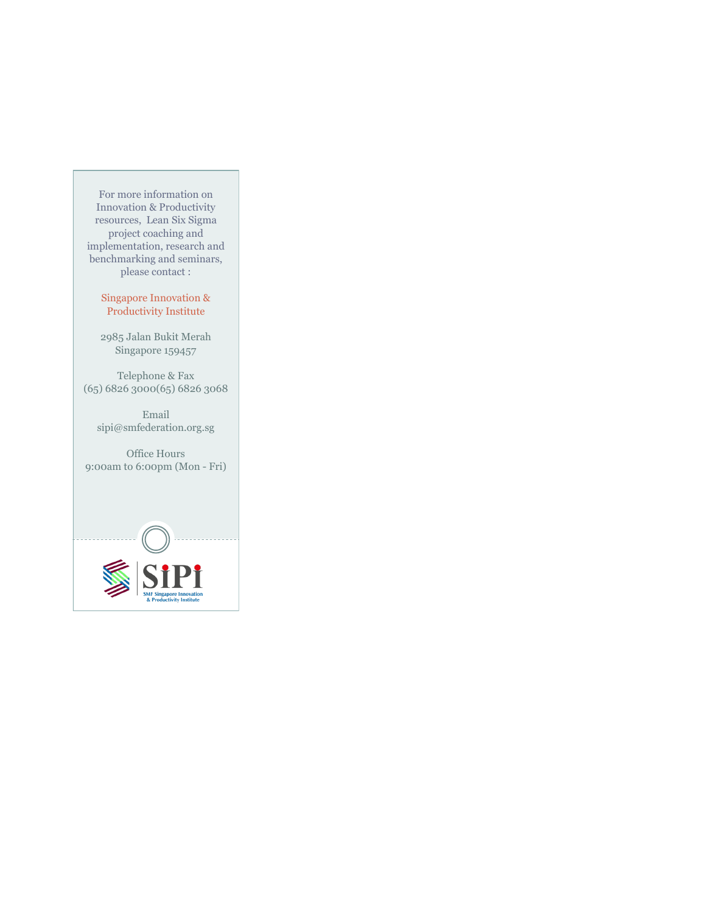For more information on Innovation & Productivity resources, Lean Six Sigma project coaching and implementation, research and benchmarking and seminars, please contact :

Singapore Innovation & Productivity Institute

2985 Jalan Bukit Merah
Singapore 159457

Telephone & Fax
(65) 6826 3000(65) 6826 3068

Email
sipi@smfederation.org.sg

Office Hours
9:00am to 6:00pm (Mon - Fri)

SiPi
SMF Singapore Innovation & Productivity Institute